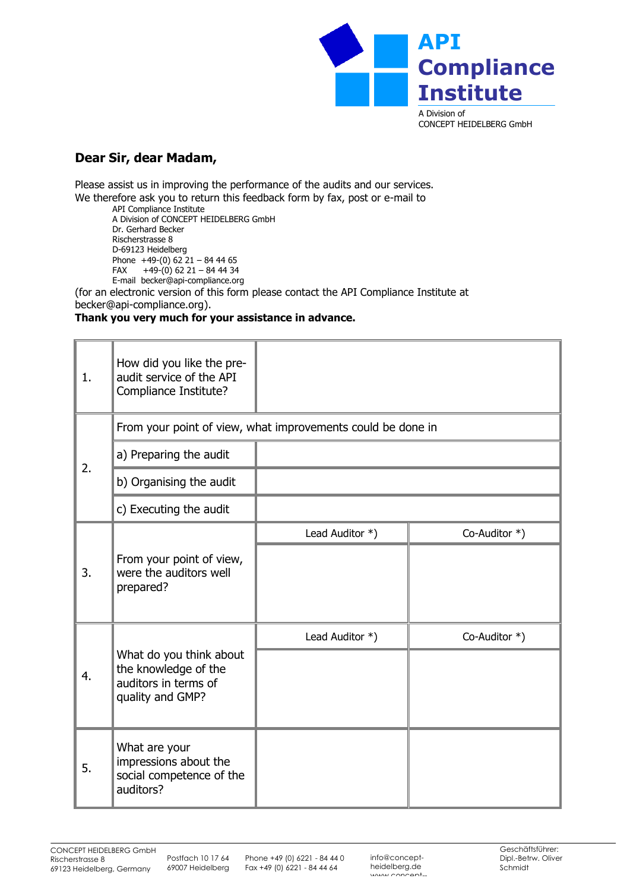**API Compliance Institute**

A Division of
CONCEPT HEIDELBERG GmbH

## Dear Sir, dear Madam,

Please assist us in improving the performance of the audits and our services.
We therefore ask you to return this feedback form by fax, post or e-mail to

API Compliance Institute
A Division of CONCEPT HEIDELBERG GmbH
Dr. Gerhard Becker
Rischerstrasse 8
D-69123 Heidelberg
Phone +49-(0) 62 21 – 84 44 65
FAX +49-(0) 62 21 – 84 44 34
E-mail becker@api-compliance.org

(for an electronic version of this form please contact the API Compliance Institute at becker@api-compliance.org).

**Thank you very much for your assistance in advance.**

| | | | |
|---|---|---|---|
| 1. | How did you like the pre-audit service of the API Compliance Institute? | | |
| 2. | From your point of view, what improvements could be done in | | |
| | a) Preparing the audit | | |
| | b) Organising the audit | | |
| | c) Executing the audit | | |
| 3. | From your point of view, were the auditors well prepared? | Lead Auditor *) | Co-Auditor *) |
| | | | |
| 4. | What do you think about the knowledge of the auditors in terms of quality and GMP? | Lead Auditor *) | Co-Auditor *) |
| | | | |
| 5. | What are your impressions about the social competence of the auditors? | | |

CONCEPT HEIDELBERG GmbH
Rischerstrasse 8
69123 Heidelberg, Germany

Postfach 10 17 64
69007 Heidelberg

Phone +49 (0) 6221 - 84 44 0
Fax +49 (0) 6221 - 84 44 64

info@concept-heidelberg.de
www.concept-...

Geschäftsführer:
Dipl.-Betrw. Oliver Schmidt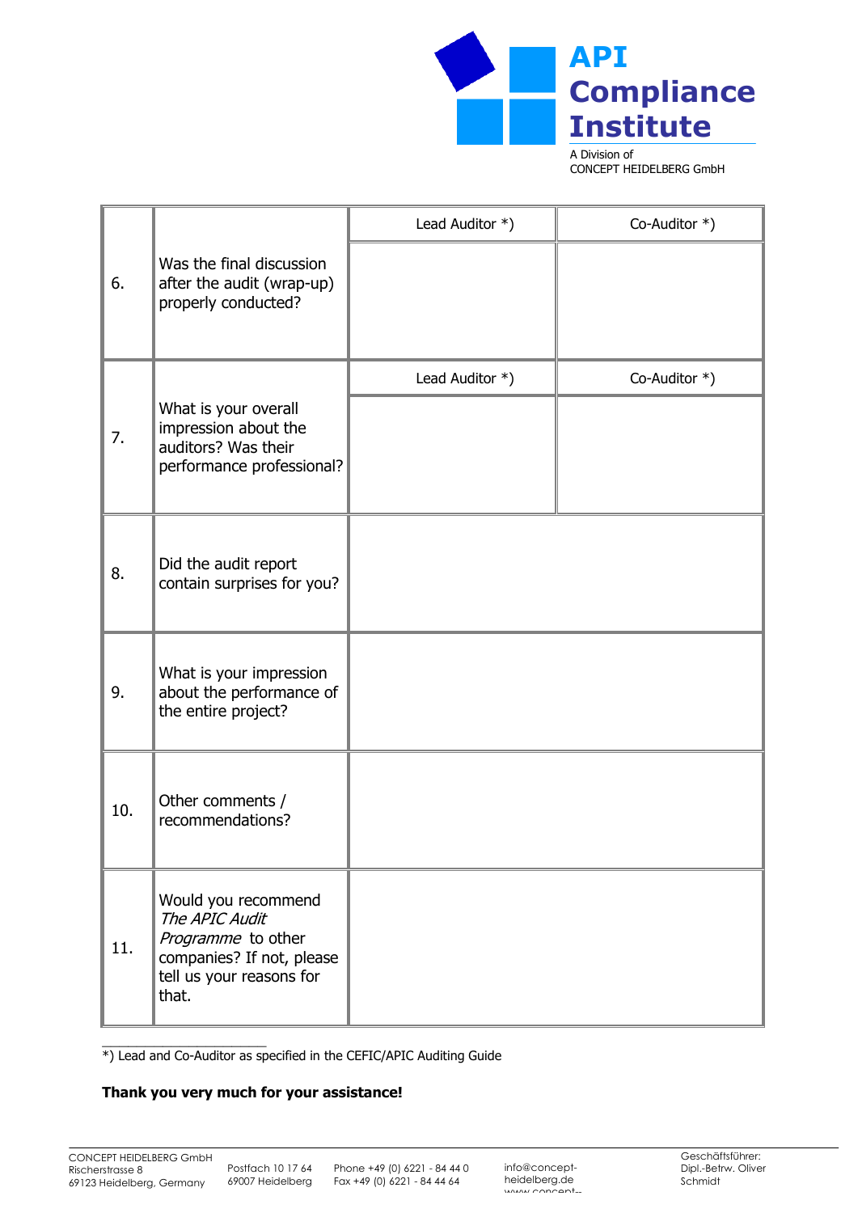API Compliance Institute

A Division of CONCEPT HEIDELBERG GmbH

| | | | |
|---|---|---|---|
| 6. | Was the final discussion after the audit (wrap-up) properly conducted? | Lead Auditor *) | Co-Auditor *) |
| | | | |
| 7. | What is your overall impression about the auditors? Was their performance professional? | Lead Auditor *) | Co-Auditor *) |
| | | | |
| 8. | Did the audit report contain surprises for you? | | |
| 9. | What is your impression about the performance of the entire project? | | |
| 10. | Other comments / recommendations? | | |
| 11. | Would you recommend *The APIC Audit Programme* to other companies? If not, please tell us your reasons for that. | | |

*) Lead and Co-Auditor as specified in the CEFIC/APIC Auditing Guide

**Thank you very much for your assistance!**

CONCEPT HEIDELBERG GmbH
Rischerstrasse 8
69123 Heidelberg, Germany

Postfach 10 17 64
69007 Heidelberg

Phone +49 (0) 6221 - 84 44 0
Fax +49 (0) 6221 - 84 44 64

info@concept-heidelberg.de
www.concept-

Geschäftsführer:
Dipl.-Betrw. Oliver Schmidt